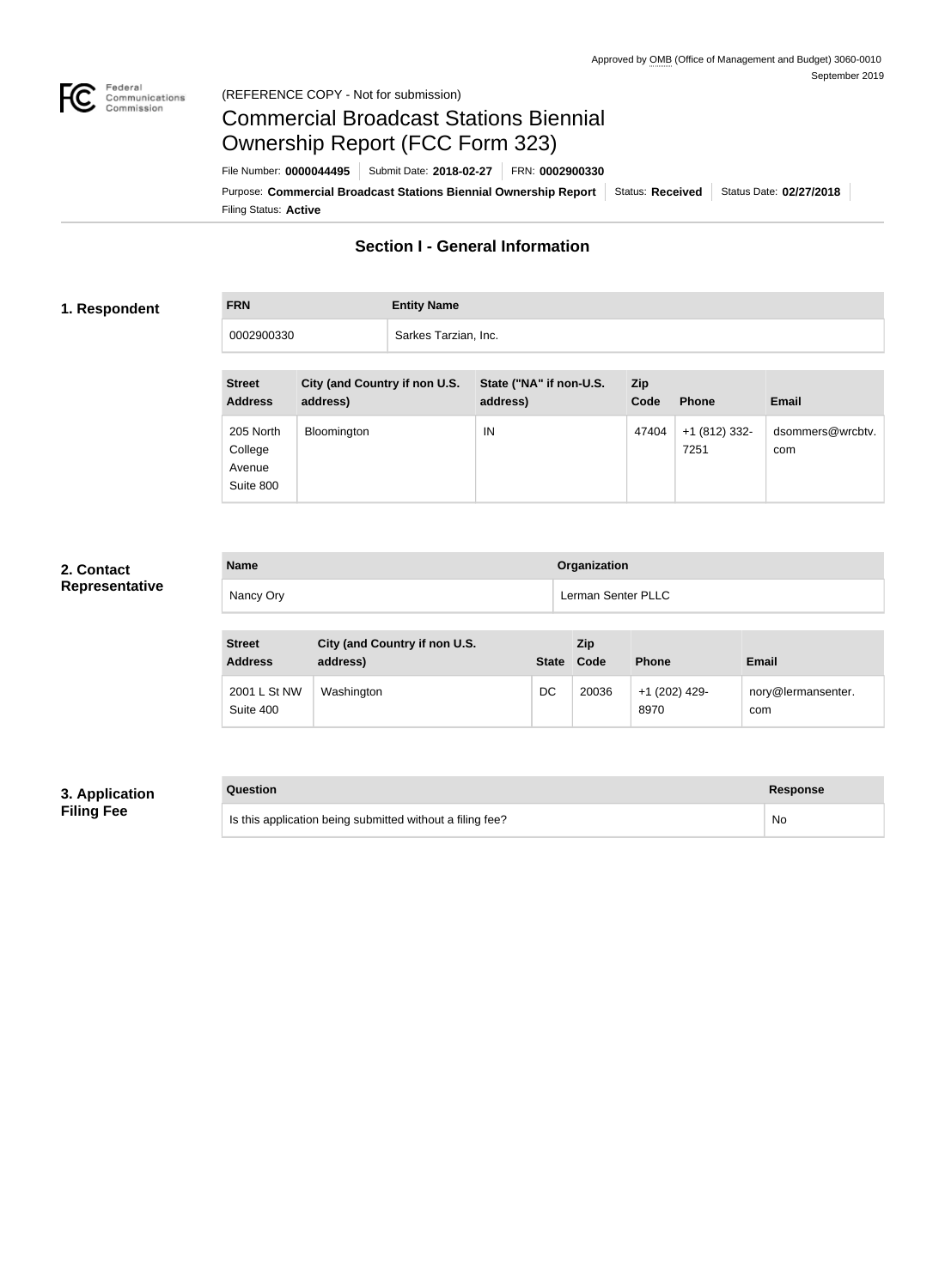Approved by OMB (Office of Management and Budget) 3060-0010
September 2019

(REFERENCE COPY - Not for submission)

# Commercial Broadcast Stations Biennial Ownership Report (FCC Form 323)

File Number: **0000044495** | Submit Date: **2018-02-27** | FRN: **0002900330**

Purpose: **Commercial Broadcast Stations Biennial Ownership Report** | Status: **Received** | Status Date: **02/27/2018**

Filing Status: **Active**

## Section I - General Information

### 1. Respondent

| FRN | Entity Name |
|---|---|
| 0002900330 | Sarkes Tarzian, Inc. |

| Street Address | City (and Country if non U.S. address) | State ("NA" if non-U.S. address) | Zip Code | Phone | Email |
|---|---|---|---|---|---|
| 205 North College Avenue Suite 800 | Bloomington | IN | 47404 | +1 (812) 332-7251 | dsommers@wrcbtv.com |

### 2. Contact Representative

| Name | Organization |
|---|---|
| Nancy Ory | Lerman Senter PLLC |

| Street Address | City (and Country if non U.S. address) | State | Zip Code | Phone | Email |
|---|---|---|---|---|---|
| 2001 L St NW Suite 400 | Washington | DC | 20036 | +1 (202) 429-8970 | nory@lermansenter.com |

### 3. Application Filing Fee

| Question | Response |
|---|---|
| Is this application being submitted without a filing fee? | No |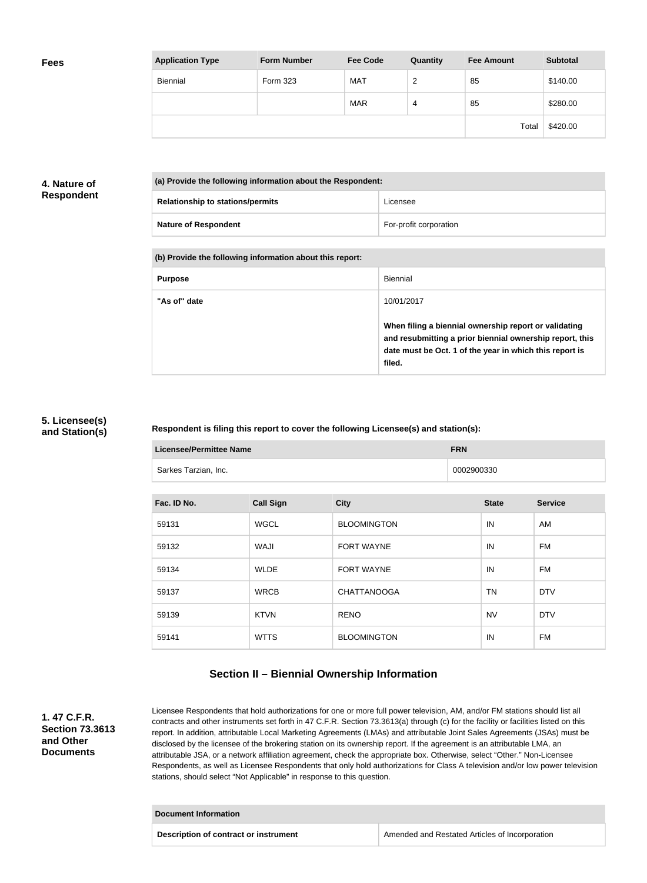## Fees

| Application Type | Form Number | Fee Code | Quantity | Fee Amount | Subtotal |
|---|---|---|---|---|---|
| Biennial | Form 323 | MAT | 2 | 85 | $140.00 |
| | | MAR | 4 | 85 | $280.00 |
| | | | | Total | $420.00 |

## 4. Nature of Respondent

| (a) Provide the following information about the Respondent: | |
|---|---|
| **Relationship to stations/permits** | Licensee |
| **Nature of Respondent** | For-profit corporation |

| (b) Provide the following information about this report: | |
|---|---|
| **Purpose** | Biennial |
| **"As of" date** | 10/01/2017<br><br>**When filing a biennial ownership report or validating and resubmitting a prior biennial ownership report, this date must be Oct. 1 of the year in which this report is filed.** |

## 5. Licensee(s) and Station(s)

**Respondent is filing this report to cover the following Licensee(s) and station(s):**

| Licensee/Permittee Name | FRN |
|---|---|
| Sarkes Tarzian, Inc. | 0002900330 |

| Fac. ID No. | Call Sign | City | State | Service |
|---|---|---|---|---|
| 59131 | WGCL | BLOOMINGTON | IN | AM |
| 59132 | WAJI | FORT WAYNE | IN | FM |
| 59134 | WLDE | FORT WAYNE | IN | FM |
| 59137 | WRCB | CHATTANOOGA | TN | DTV |
| 59139 | KTVN | RENO | NV | DTV |
| 59141 | WTTS | BLOOMINGTON | IN | FM |

# Section II – Biennial Ownership Information

## 1. 47 C.F.R. Section 73.3613 and Other Documents

Licensee Respondents that hold authorizations for one or more full power television, AM, and/or FM stations should list all contracts and other instruments set forth in 47 C.F.R. Section 73.3613(a) through (c) for the facility or facilities listed on this report. In addition, attributable Local Marketing Agreements (LMAs) and attributable Joint Sales Agreements (JSAs) must be disclosed by the licensee of the brokering station on its ownership report. If the agreement is an attributable LMA, an attributable JSA, or a network affiliation agreement, check the appropriate box. Otherwise, select "Other." Non-Licensee Respondents, as well as Licensee Respondents that only hold authorizations for Class A television and/or low power television stations, should select "Not Applicable" in response to this question.

| Document Information | |
|---|---|
| **Description of contract or instrument** | Amended and Restated Articles of Incorporation |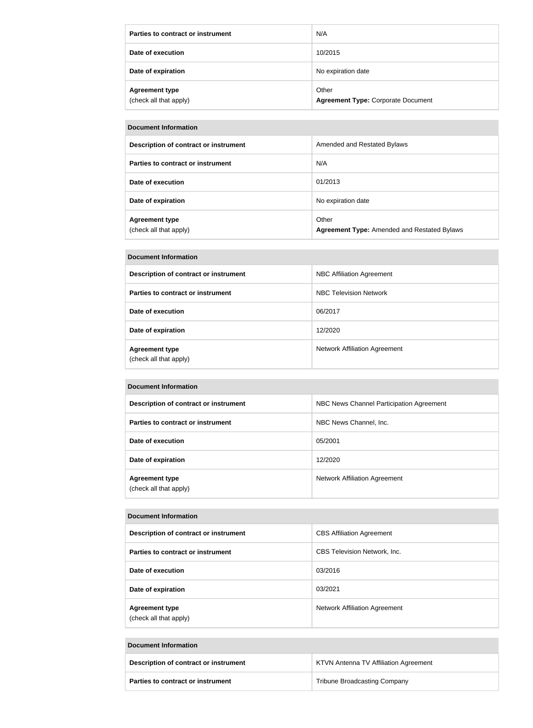| Parties to contract or instrument | N/A |
| --- | --- |
| Date of execution | 10/2015 |
| Date of expiration | No expiration date |
| Agreement type (check all that apply) | Other **Agreement Type:** Corporate Document |

| Document Information | |
| --- | --- |
| Description of contract or instrument | Amended and Restated Bylaws |
| Parties to contract or instrument | N/A |
| Date of execution | 01/2013 |
| Date of expiration | No expiration date |
| Agreement type (check all that apply) | Other **Agreement Type:** Amended and Restated Bylaws |

| Document Information | |
| --- | --- |
| Description of contract or instrument | NBC Affiliation Agreement |
| Parties to contract or instrument | NBC Television Network |
| Date of execution | 06/2017 |
| Date of expiration | 12/2020 |
| Agreement type (check all that apply) | Network Affiliation Agreement |

| Document Information | |
| --- | --- |
| Description of contract or instrument | NBC News Channel Participation Agreement |
| Parties to contract or instrument | NBC News Channel, Inc. |
| Date of execution | 05/2001 |
| Date of expiration | 12/2020 |
| Agreement type (check all that apply) | Network Affiliation Agreement |

| Document Information | |
| --- | --- |
| Description of contract or instrument | CBS Affiliation Agreement |
| Parties to contract or instrument | CBS Television Network, Inc. |
| Date of execution | 03/2016 |
| Date of expiration | 03/2021 |
| Agreement type (check all that apply) | Network Affiliation Agreement |

| Document Information | |
| --- | --- |
| Description of contract or instrument | KTVN Antenna TV Affiliation Agreement |
| Parties to contract or instrument | Tribune Broadcasting Company |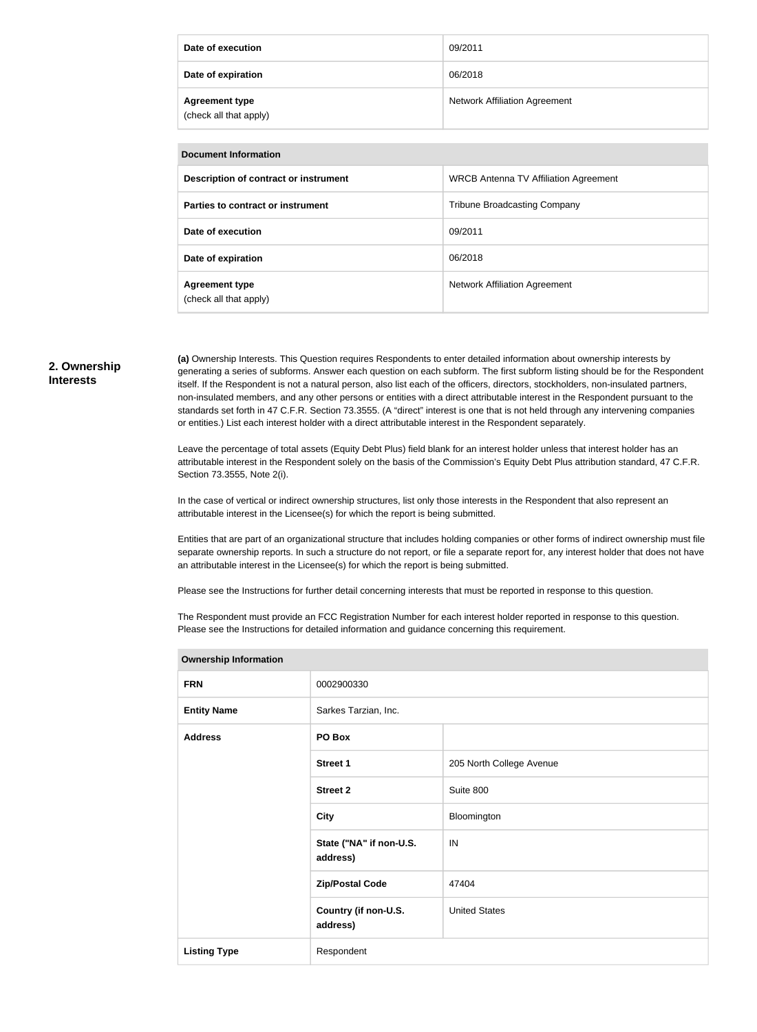| | |
|---|---|
| **Date of execution** | 09/2011 |
| **Date of expiration** | 06/2018 |
| **Agreement type** (check all that apply) | Network Affiliation Agreement |

| **Document Information** | |
|---|---|
| **Description of contract or instrument** | WRCB Antenna TV Affiliation Agreement |
| **Parties to contract or instrument** | Tribune Broadcasting Company |
| **Date of execution** | 09/2011 |
| **Date of expiration** | 06/2018 |
| **Agreement type** (check all that apply) | Network Affiliation Agreement |

## 2. Ownership Interests

**(a)** Ownership Interests. This Question requires Respondents to enter detailed information about ownership interests by generating a series of subforms. Answer each question on each subform. The first subform listing should be for the Respondent itself. If the Respondent is not a natural person, also list each of the officers, directors, stockholders, non-insulated partners, non-insulated members, and any other persons or entities with a direct attributable interest in the Respondent pursuant to the standards set forth in 47 C.F.R. Section 73.3555. (A "direct" interest is one that is not held through any intervening companies or entities.) List each interest holder with a direct attributable interest in the Respondent separately.

Leave the percentage of total assets (Equity Debt Plus) field blank for an interest holder unless that interest holder has an attributable interest in the Respondent solely on the basis of the Commission's Equity Debt Plus attribution standard, 47 C.F.R. Section 73.3555, Note 2(i).

In the case of vertical or indirect ownership structures, list only those interests in the Respondent that also represent an attributable interest in the Licensee(s) for which the report is being submitted.

Entities that are part of an organizational structure that includes holding companies or other forms of indirect ownership must file separate ownership reports. In such a structure do not report, or file a separate report for, any interest holder that does not have an attributable interest in the Licensee(s) for which the report is being submitted.

Please see the Instructions for further detail concerning interests that must be reported in response to this question.

The Respondent must provide an FCC Registration Number for each interest holder reported in response to this question. Please see the Instructions for detailed information and guidance concerning this requirement.

| **Ownership Information** | | |
|---|---|---|
| **FRN** | 0002900330 | |
| **Entity Name** | Sarkes Tarzian, Inc. | |
| **Address** | **PO Box** | |
| | **Street 1** | 205 North College Avenue |
| | **Street 2** | Suite 800 |
| | **City** | Bloomington |
| | **State ("NA" if non-U.S. address)** | IN |
| | **Zip/Postal Code** | 47404 |
| | **Country (if non-U.S. address)** | United States |
| **Listing Type** | Respondent | |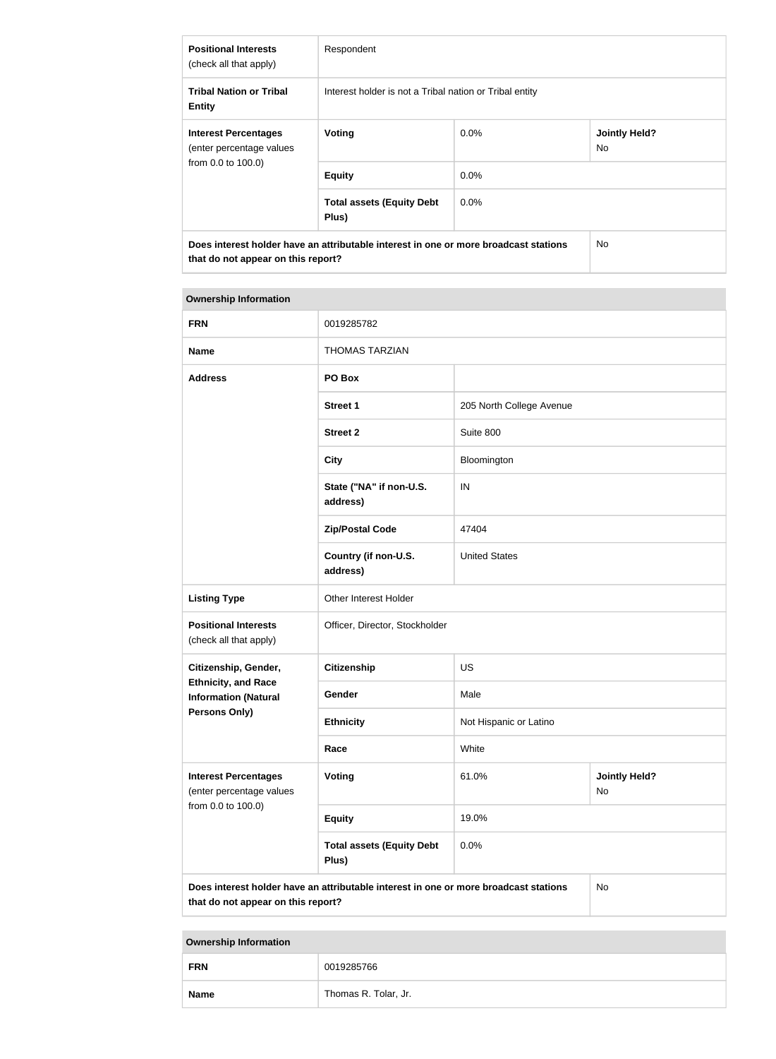| | | | |
|---|---|---|---|
| **Positional Interests** (check all that apply) | Respondent | | |
| **Tribal Nation or Tribal Entity** | Interest holder is not a Tribal nation or Tribal entity | | |
| **Interest Percentages** (enter percentage values from 0.0 to 100.0) | **Voting** | 0.0% | **Jointly Held?** No |
| | **Equity** | 0.0% | |
| | **Total assets (Equity Debt Plus)** | 0.0% | |
| **Does interest holder have an attributable interest in one or more broadcast stations that do not appear on this report?** | | | No |

| **Ownership Information** | | | |
|---|---|---|---|
| **FRN** | 0019285782 | | |
| **Name** | THOMAS TARZIAN | | |
| **Address** | **PO Box** | | |
| | **Street 1** | 205 North College Avenue | |
| | **Street 2** | Suite 800 | |
| | **City** | Bloomington | |
| | **State ("NA" if non-U.S. address)** | IN | |
| | **Zip/Postal Code** | 47404 | |
| | **Country (if non-U.S. address)** | United States | |
| **Listing Type** | Other Interest Holder | | |
| **Positional Interests** (check all that apply) | Officer, Director, Stockholder | | |
| **Citizenship, Gender, Ethnicity, and Race Information (Natural Persons Only)** | **Citizenship** | US | |
| | **Gender** | Male | |
| | **Ethnicity** | Not Hispanic or Latino | |
| | **Race** | White | |
| **Interest Percentages** (enter percentage values from 0.0 to 100.0) | **Voting** | 61.0% | **Jointly Held?** No |
| | **Equity** | 19.0% | |
| | **Total assets (Equity Debt Plus)** | 0.0% | |
| **Does interest holder have an attributable interest in one or more broadcast stations that do not appear on this report?** | | | No |

| **Ownership Information** | |
|---|---|
| **FRN** | 0019285766 |
| **Name** | Thomas R. Tolar, Jr. |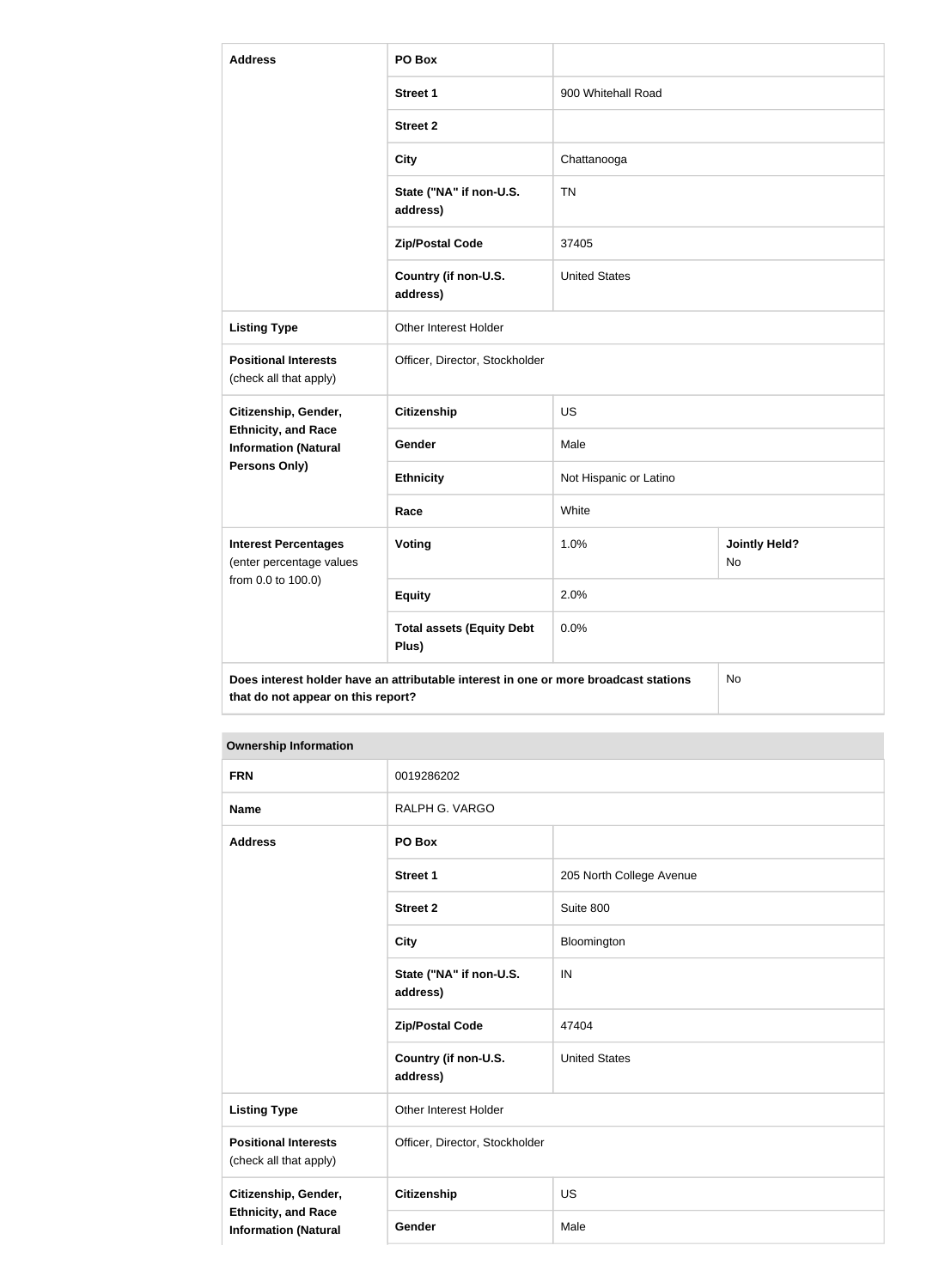| Address | PO Box | | |
|---|---|---|---|
| | Street 1 | 900 Whitehall Road | |
| | Street 2 | | |
| | City | Chattanooga | |
| | State ("NA" if non-U.S. address) | TN | |
| | Zip/Postal Code | 37405 | |
| | Country (if non-U.S. address) | United States | |
| Listing Type | Other Interest Holder | | |
| Positional Interests (check all that apply) | Officer, Director, Stockholder | | |
| Citizenship, Gender, Ethnicity, and Race Information (Natural Persons Only) | Citizenship | US | |
| | Gender | Male | |
| | Ethnicity | Not Hispanic or Latino | |
| | Race | White | |
| Interest Percentages (enter percentage values from 0.0 to 100.0) | Voting | 1.0% | Jointly Held? No |
| | Equity | 2.0% | |
| | Total assets (Equity Debt Plus) | 0.0% | |
| Does interest holder have an attributable interest in one or more broadcast stations that do not appear on this report? | | | No |

| Ownership Information | | |
|---|---|---|
| FRN | 0019286202 | |
| Name | RALPH G. VARGO | |
| Address | PO Box | |
| | Street 1 | 205 North College Avenue |
| | Street 2 | Suite 800 |
| | City | Bloomington |
| | State ("NA" if non-U.S. address) | IN |
| | Zip/Postal Code | 47404 |
| | Country (if non-U.S. address) | United States |
| Listing Type | Other Interest Holder | |
| Positional Interests (check all that apply) | Officer, Director, Stockholder | |
| Citizenship, Gender, Ethnicity, and Race Information (Natural | Citizenship | US |
| | Gender | Male |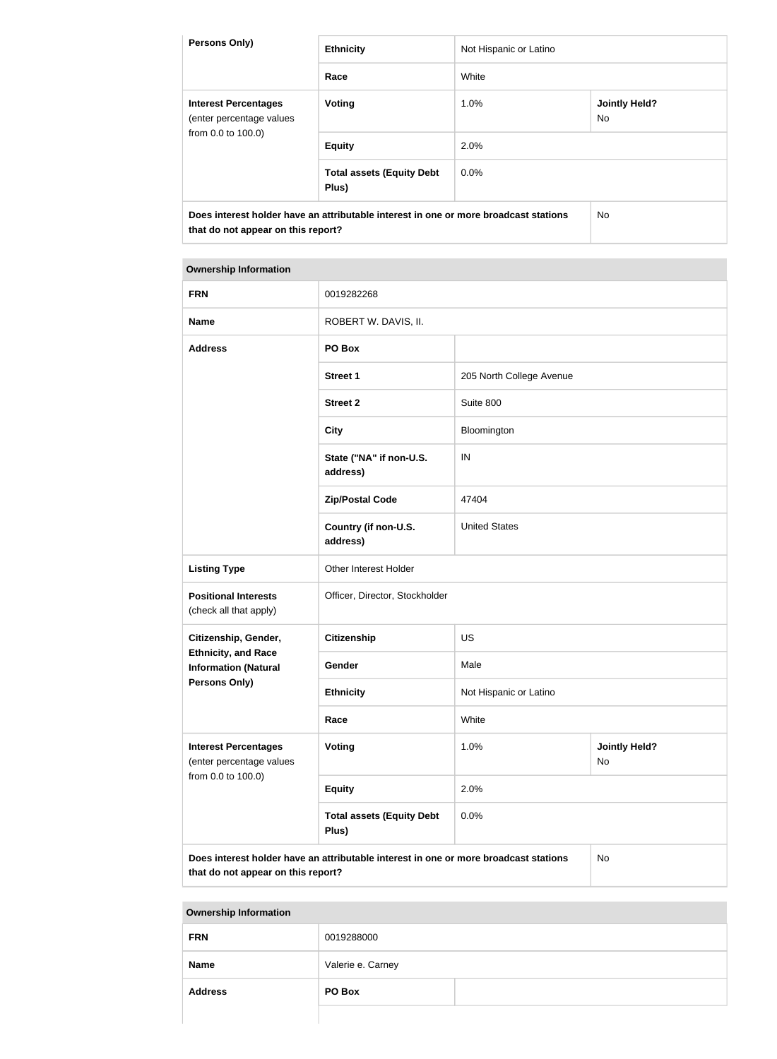| Persons Only) | Ethnicity | Not Hispanic or Latino | |
|---|---|---|---|
| | **Race** | White | |
| **Interest Percentages** (enter percentage values from 0.0 to 100.0) | **Voting** | 1.0% | **Jointly Held?** No |
| | **Equity** | 2.0% | |
| | **Total assets (Equity Debt Plus)** | 0.0% | |
| **Does interest holder have an attributable interest in one or more broadcast stations that do not appear on this report?** | | | No |

| Ownership Information | | | |
|---|---|---|---|
| **FRN** | 0019282268 | | |
| **Name** | ROBERT W. DAVIS, II. | | |
| **Address** | **PO Box** | | |
| | **Street 1** | 205 North College Avenue | |
| | **Street 2** | Suite 800 | |
| | **City** | Bloomington | |
| | **State ("NA" if non-U.S. address)** | IN | |
| | **Zip/Postal Code** | 47404 | |
| | **Country (if non-U.S. address)** | United States | |
| **Listing Type** | Other Interest Holder | | |
| **Positional Interests** (check all that apply) | Officer, Director, Stockholder | | |
| **Citizenship, Gender, Ethnicity, and Race Information (Natural Persons Only)** | **Citizenship** | US | |
| | **Gender** | Male | |
| | **Ethnicity** | Not Hispanic or Latino | |
| | **Race** | White | |
| **Interest Percentages** (enter percentage values from 0.0 to 100.0) | **Voting** | 1.0% | **Jointly Held?** No |
| | **Equity** | 2.0% | |
| | **Total assets (Equity Debt Plus)** | 0.0% | |
| **Does interest holder have an attributable interest in one or more broadcast stations that do not appear on this report?** | | | No |

| Ownership Information | | |
|---|---|---|
| **FRN** | 0019288000 | |
| **Name** | Valerie e. Carney | |
| **Address** | **PO Box** | |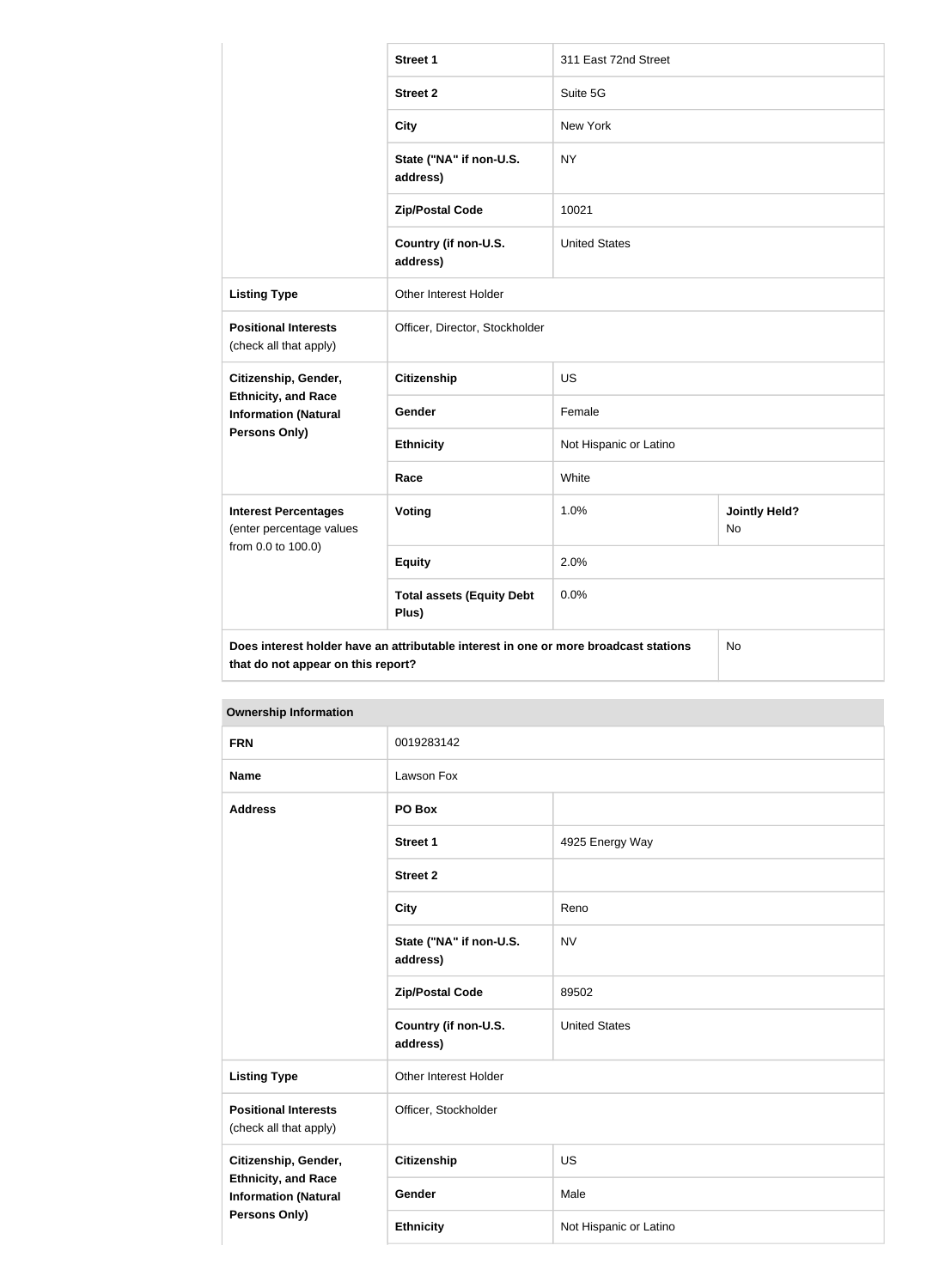| | | | |
|---|---|---|---|
| | **Street 1** | 311 East 72nd Street | |
| | **Street 2** | Suite 5G | |
| | **City** | New York | |
| | **State ("NA" if non-U.S. address)** | NY | |
| | **Zip/Postal Code** | 10021 | |
| | **Country (if non-U.S. address)** | United States | |
| **Listing Type** | Other Interest Holder | | |
| **Positional Interests** (check all that apply) | Officer, Director, Stockholder | | |
| **Citizenship, Gender, Ethnicity, and Race Information (Natural Persons Only)** | **Citizenship** | US | |
| | **Gender** | Female | |
| | **Ethnicity** | Not Hispanic or Latino | |
| | **Race** | White | |
| **Interest Percentages** (enter percentage values from 0.0 to 100.0) | **Voting** | 1.0% | **Jointly Held?** No |
| | **Equity** | 2.0% | |
| | **Total assets (Equity Debt Plus)** | 0.0% | |
| **Does interest holder have an attributable interest in one or more broadcast stations that do not appear on this report?** | | | No |

**Ownership Information**

| | | |
|---|---|---|
| **FRN** | 0019283142 | |
| **Name** | Lawson Fox | |
| **Address** | **PO Box** | |
| | **Street 1** | 4925 Energy Way |
| | **Street 2** | |
| | **City** | Reno |
| | **State ("NA" if non-U.S. address)** | NV |
| | **Zip/Postal Code** | 89502 |
| | **Country (if non-U.S. address)** | United States |
| **Listing Type** | Other Interest Holder | |
| **Positional Interests** (check all that apply) | Officer, Stockholder | |
| **Citizenship, Gender, Ethnicity, and Race Information (Natural Persons Only)** | **Citizenship** | US |
| | **Gender** | Male |
| | **Ethnicity** | Not Hispanic or Latino |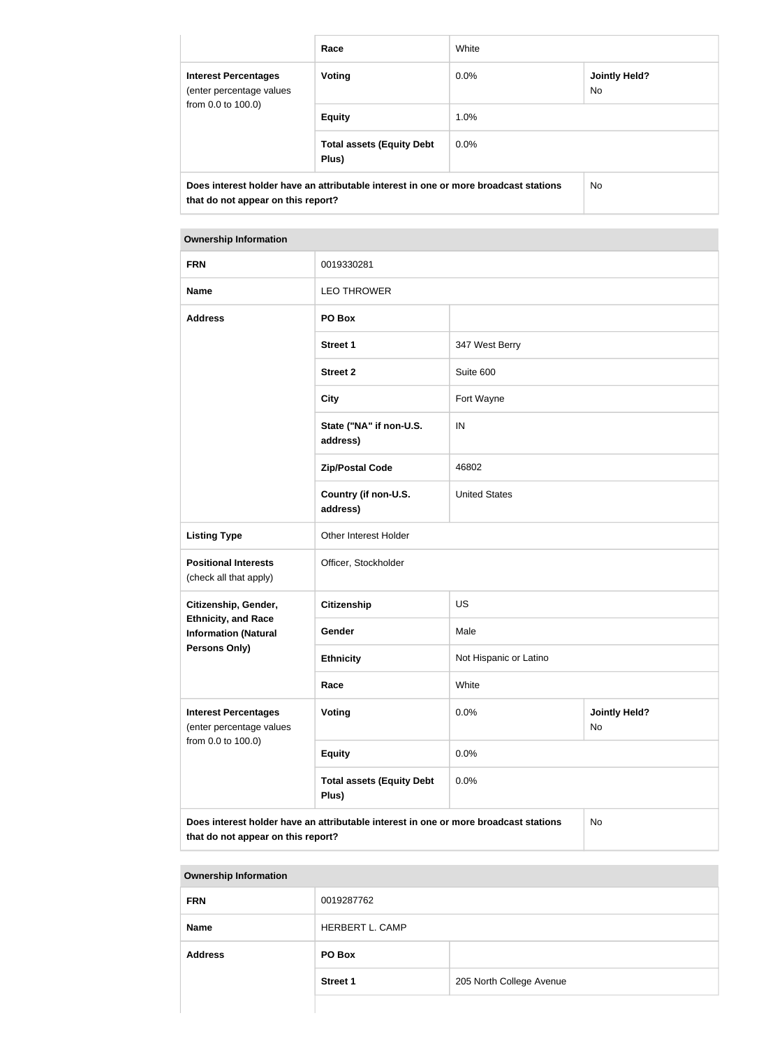| | | | |
|---|---|---|---|
| | **Race** | White | |
| **Interest Percentages** (enter percentage values from 0.0 to 100.0) | **Voting** | 0.0% | **Jointly Held?** No |
| | **Equity** | 1.0% | |
| | **Total assets (Equity Debt Plus)** | 0.0% | |
| **Does interest holder have an attributable interest in one or more broadcast stations that do not appear on this report?** | | | No |

| **Ownership Information** | | | |
|---|---|---|---|
| **FRN** | 0019330281 | | |
| **Name** | LEO THROWER | | |
| **Address** | **PO Box** | | |
| | **Street 1** | 347 West Berry | |
| | **Street 2** | Suite 600 | |
| | **City** | Fort Wayne | |
| | **State ("NA" if non-U.S. address)** | IN | |
| | **Zip/Postal Code** | 46802 | |
| | **Country (if non-U.S. address)** | United States | |
| **Listing Type** | Other Interest Holder | | |
| **Positional Interests** (check all that apply) | Officer, Stockholder | | |
| **Citizenship, Gender, Ethnicity, and Race Information (Natural Persons Only)** | **Citizenship** | US | |
| | **Gender** | Male | |
| | **Ethnicity** | Not Hispanic or Latino | |
| | **Race** | White | |
| **Interest Percentages** (enter percentage values from 0.0 to 100.0) | **Voting** | 0.0% | **Jointly Held?** No |
| | **Equity** | 0.0% | |
| | **Total assets (Equity Debt Plus)** | 0.0% | |
| **Does interest holder have an attributable interest in one or more broadcast stations that do not appear on this report?** | | | No |

| **Ownership Information** | | |
|---|---|---|
| **FRN** | 0019287762 | |
| **Name** | HERBERT L. CAMP | |
| **Address** | **PO Box** | |
| | **Street 1** | 205 North College Avenue |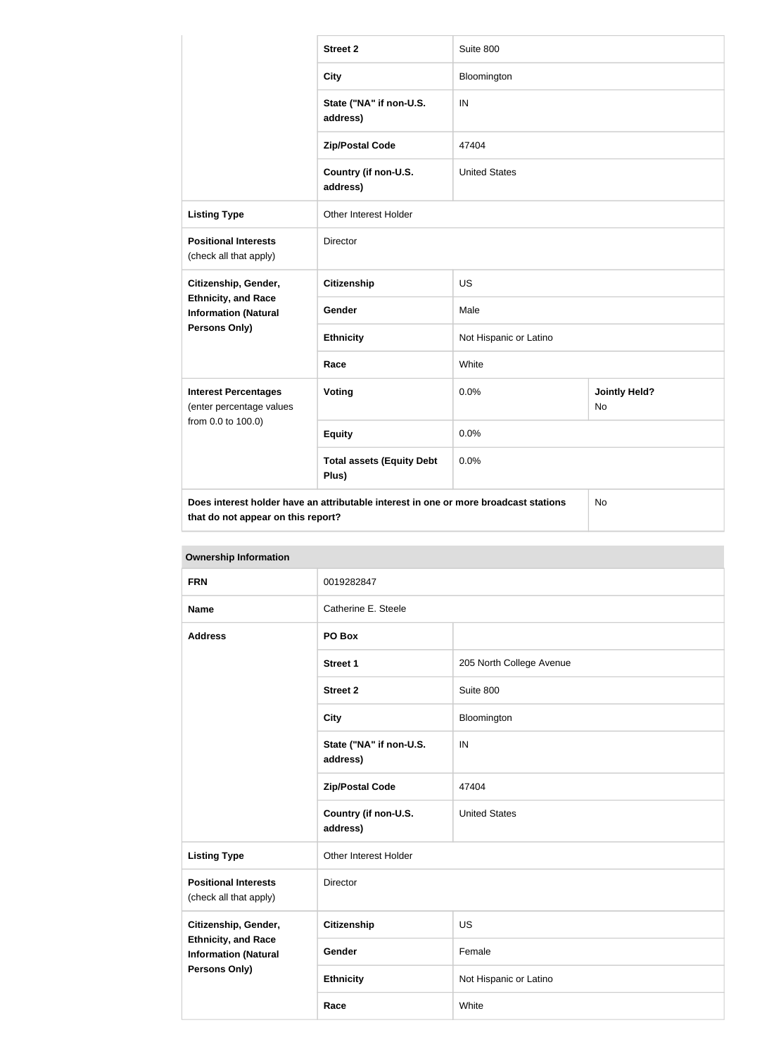| | | |
|---|---|---|
| | **Street 2** | Suite 800 |
| | **City** | Bloomington |
| | **State ("NA" if non-U.S. address)** | IN |
| | **Zip/Postal Code** | 47404 |
| | **Country (if non-U.S. address)** | United States |
| **Listing Type** | Other Interest Holder | |
| **Positional Interests** (check all that apply) | Director | |
| **Citizenship, Gender, Ethnicity, and Race Information (Natural Persons Only)** | **Citizenship** | US |
| | **Gender** | Male |
| | **Ethnicity** | Not Hispanic or Latino |
| | **Race** | White |
| **Interest Percentages** (enter percentage values from 0.0 to 100.0) | **Voting** | 0.0% | **Jointly Held?** No |
| | **Equity** | 0.0% |
| | **Total assets (Equity Debt Plus)** | 0.0% |
| **Does interest holder have an attributable interest in one or more broadcast stations that do not appear on this report?** | | No |

| **Ownership Information** | | |
|---|---|---|
| **FRN** | 0019282847 | |
| **Name** | Catherine E. Steele | |
| **Address** | **PO Box** | |
| | **Street 1** | 205 North College Avenue |
| | **Street 2** | Suite 800 |
| | **City** | Bloomington |
| | **State ("NA" if non-U.S. address)** | IN |
| | **Zip/Postal Code** | 47404 |
| | **Country (if non-U.S. address)** | United States |
| **Listing Type** | Other Interest Holder | |
| **Positional Interests** (check all that apply) | Director | |
| **Citizenship, Gender, Ethnicity, and Race Information (Natural Persons Only)** | **Citizenship** | US |
| | **Gender** | Female |
| | **Ethnicity** | Not Hispanic or Latino |
| | **Race** | White |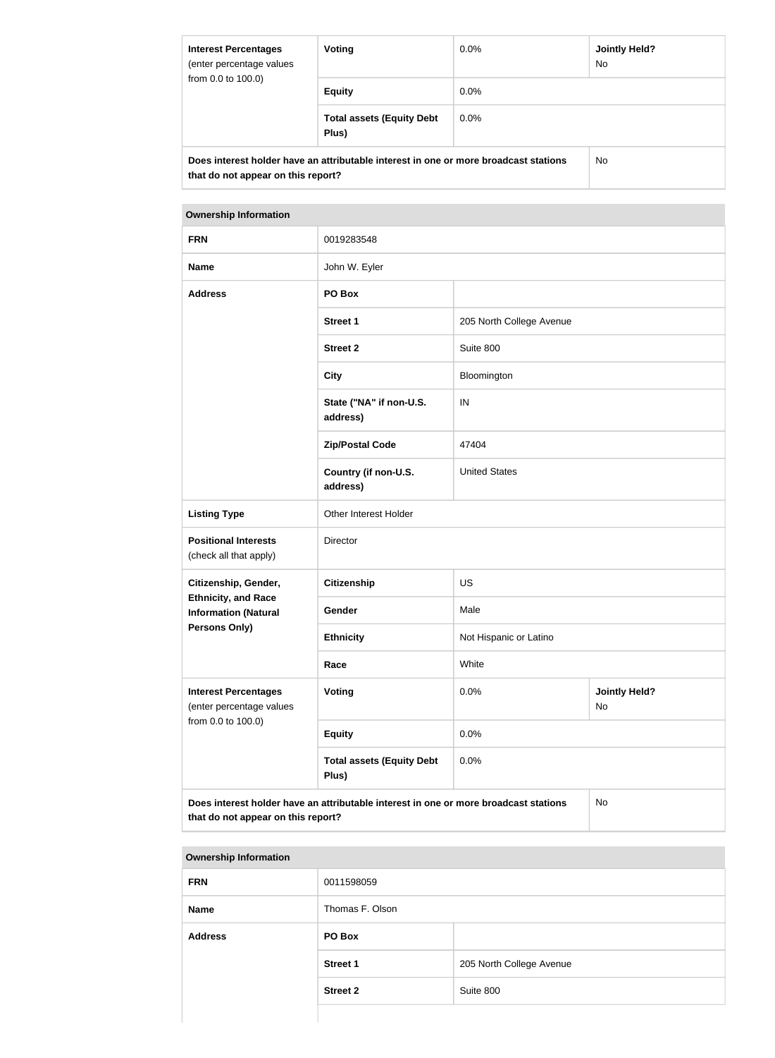| Interest Percentages (enter percentage values from 0.0 to 100.0) | Voting | 0.0% | Jointly Held? No |
|---|---|---|---|
| | Equity | 0.0% | |
| | Total assets (Equity Debt Plus) | 0.0% | |
| Does interest holder have an attributable interest in one or more broadcast stations that do not appear on this report? | | | No |

| Ownership Information | | | |
|---|---|---|---|
| FRN | 0019283548 | | |
| Name | John W. Eyler | | |
| Address | PO Box | | |
| | Street 1 | 205 North College Avenue | |
| | Street 2 | Suite 800 | |
| | City | Bloomington | |
| | State ("NA" if non-U.S. address) | IN | |
| | Zip/Postal Code | 47404 | |
| | Country (if non-U.S. address) | United States | |
| Listing Type | Other Interest Holder | | |
| Positional Interests (check all that apply) | Director | | |
| Citizenship, Gender, Ethnicity, and Race Information (Natural Persons Only) | Citizenship | US | |
| | Gender | Male | |
| | Ethnicity | Not Hispanic or Latino | |
| | Race | White | |
| Interest Percentages (enter percentage values from 0.0 to 100.0) | Voting | 0.0% | Jointly Held? No |
| | Equity | 0.0% | |
| | Total assets (Equity Debt Plus) | 0.0% | |
| Does interest holder have an attributable interest in one or more broadcast stations that do not appear on this report? | | | No |

| Ownership Information | | |
|---|---|---|
| FRN | 0011598059 | |
| Name | Thomas F. Olson | |
| Address | PO Box | |
| | Street 1 | 205 North College Avenue |
| | Street 2 | Suite 800 |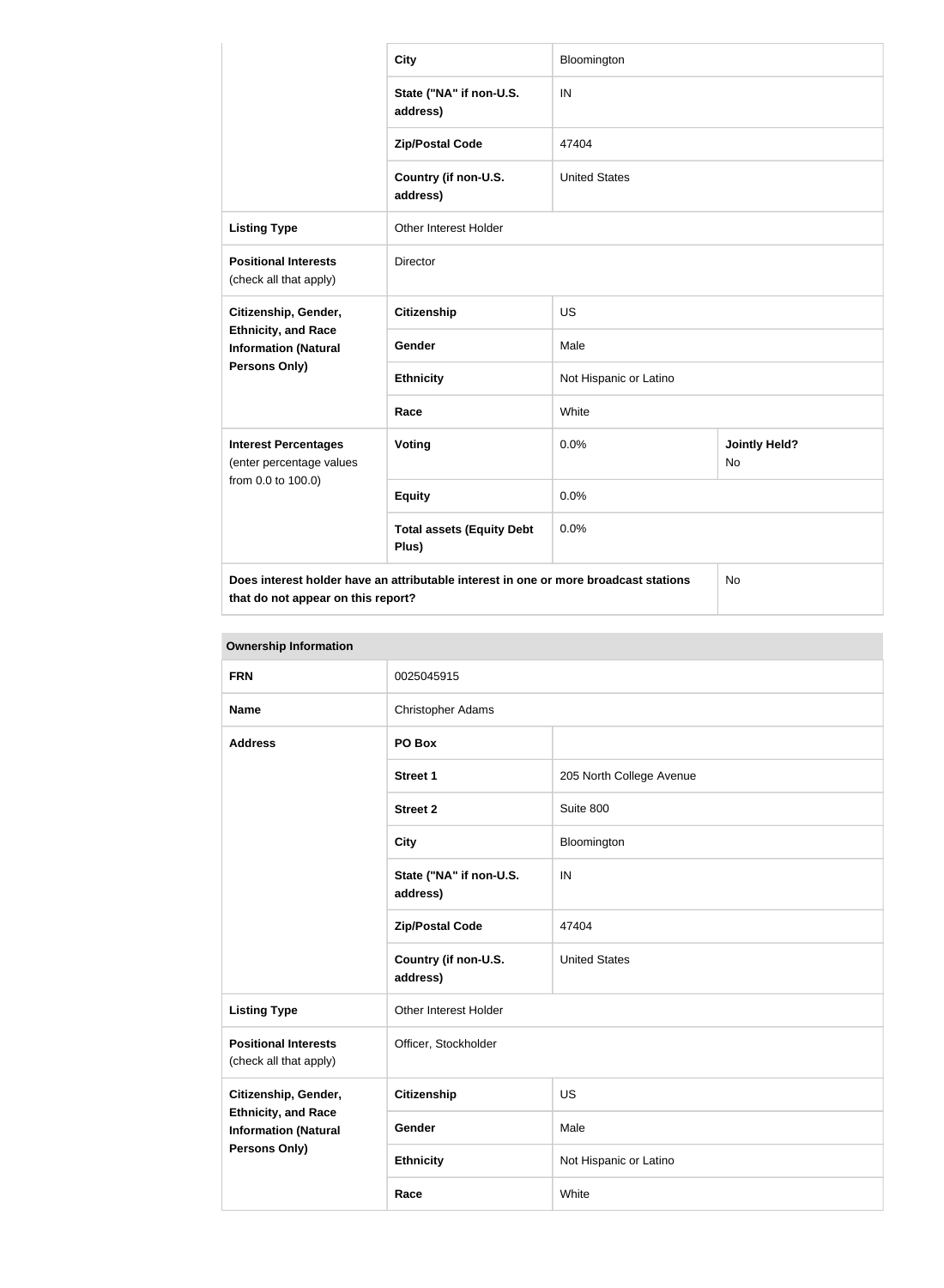| | | | |
|---|---|---|---|
| | City | Bloomington | |
| | State ("NA" if non-U.S. address) | IN | |
| | Zip/Postal Code | 47404 | |
| | Country (if non-U.S. address) | United States | |
| **Listing Type** | Other Interest Holder | | |
| **Positional Interests** (check all that apply) | Director | | |
| **Citizenship, Gender, Ethnicity, and Race Information (Natural Persons Only)** | **Citizenship** | US | |
| | **Gender** | Male | |
| | **Ethnicity** | Not Hispanic or Latino | |
| | **Race** | White | |
| **Interest Percentages** (enter percentage values from 0.0 to 100.0) | **Voting** | 0.0% | **Jointly Held?** No |
| | **Equity** | 0.0% | |
| | **Total assets (Equity Debt Plus)** | 0.0% | |
| **Does interest holder have an attributable interest in one or more broadcast stations that do not appear on this report?** | | | No |

| **Ownership Information** | | |
|---|---|---|
| **FRN** | 0025045915 | |
| **Name** | Christopher Adams | |
| **Address** | **PO Box** | |
| | **Street 1** | 205 North College Avenue |
| | **Street 2** | Suite 800 |
| | **City** | Bloomington |
| | **State ("NA" if non-U.S. address)** | IN |
| | **Zip/Postal Code** | 47404 |
| | **Country (if non-U.S. address)** | United States |
| **Listing Type** | Other Interest Holder | |
| **Positional Interests** (check all that apply) | Officer, Stockholder | |
| **Citizenship, Gender, Ethnicity, and Race Information (Natural Persons Only)** | **Citizenship** | US |
| | **Gender** | Male |
| | **Ethnicity** | Not Hispanic or Latino |
| | **Race** | White |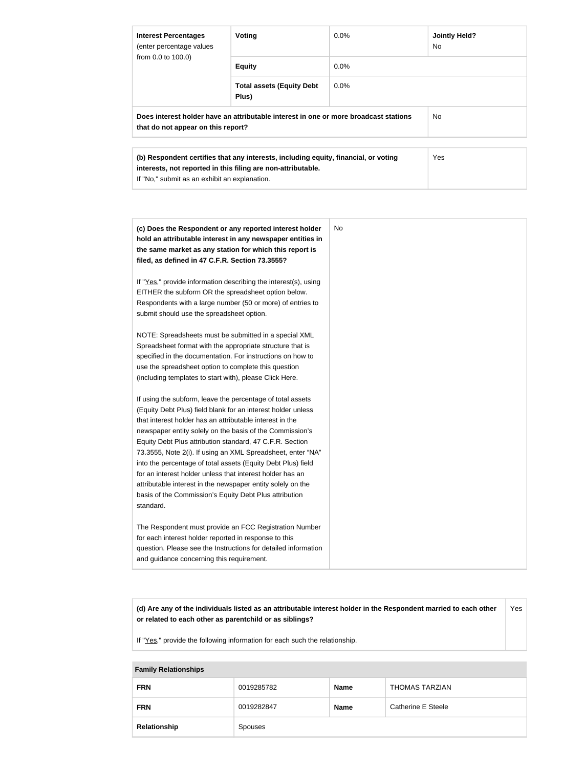| **Interest Percentages** (enter percentage values from 0.0 to 100.0) | **Voting** | 0.0% | **Jointly Held?** No |
| --- | --- | --- | --- |
| | **Equity** | 0.0% | |
| | **Total assets (Equity Debt Plus)** | 0.0% | |
| **Does interest holder have an attributable interest in one or more broadcast stations that do not appear on this report?** | | | No |

| **(b) Respondent certifies that any interests, including equity, financial, or voting interests, not reported in this filing are non-attributable.** If "No," submit as an exhibit an explanation. | Yes |
| --- | --- |

| **(c) Does the Respondent or any reported interest holder hold an attributable interest in any newspaper entities in the same market as any station for which this report is filed, as defined in 47 C.F.R. Section 73.3555?** | No |
| --- | --- |

If "Yes," provide information describing the interest(s), using EITHER the subform OR the spreadsheet option below. Respondents with a large number (50 or more) of entries to submit should use the spreadsheet option.

NOTE: Spreadsheets must be submitted in a special XML Spreadsheet format with the appropriate structure that is specified in the documentation. For instructions on how to use the spreadsheet option to complete this question (including templates to start with), please Click Here.

If using the subform, leave the percentage of total assets (Equity Debt Plus) field blank for an interest holder unless that interest holder has an attributable interest in the newspaper entity solely on the basis of the Commission's Equity Debt Plus attribution standard, 47 C.F.R. Section 73.3555, Note 2(i). If using an XML Spreadsheet, enter "NA" into the percentage of total assets (Equity Debt Plus) field for an interest holder unless that interest holder has an attributable interest in the newspaper entity solely on the basis of the Commission's Equity Debt Plus attribution standard.

The Respondent must provide an FCC Registration Number for each interest holder reported in response to this question. Please see the Instructions for detailed information and guidance concerning this requirement.

| **(d) Are any of the individuals listed as an attributable interest holder in the Respondent married to each other or related to each other as parentchild or as siblings?** If "Yes," provide the following information for each such the relationship. | Yes |
| --- | --- |

| **Family Relationships** | | | |
| --- | --- | --- | --- |
| **FRN** | 0019285782 | **Name** | THOMAS TARZIAN |
| **FRN** | 0019282847 | **Name** | Catherine E Steele |
| **Relationship** | Spouses | | |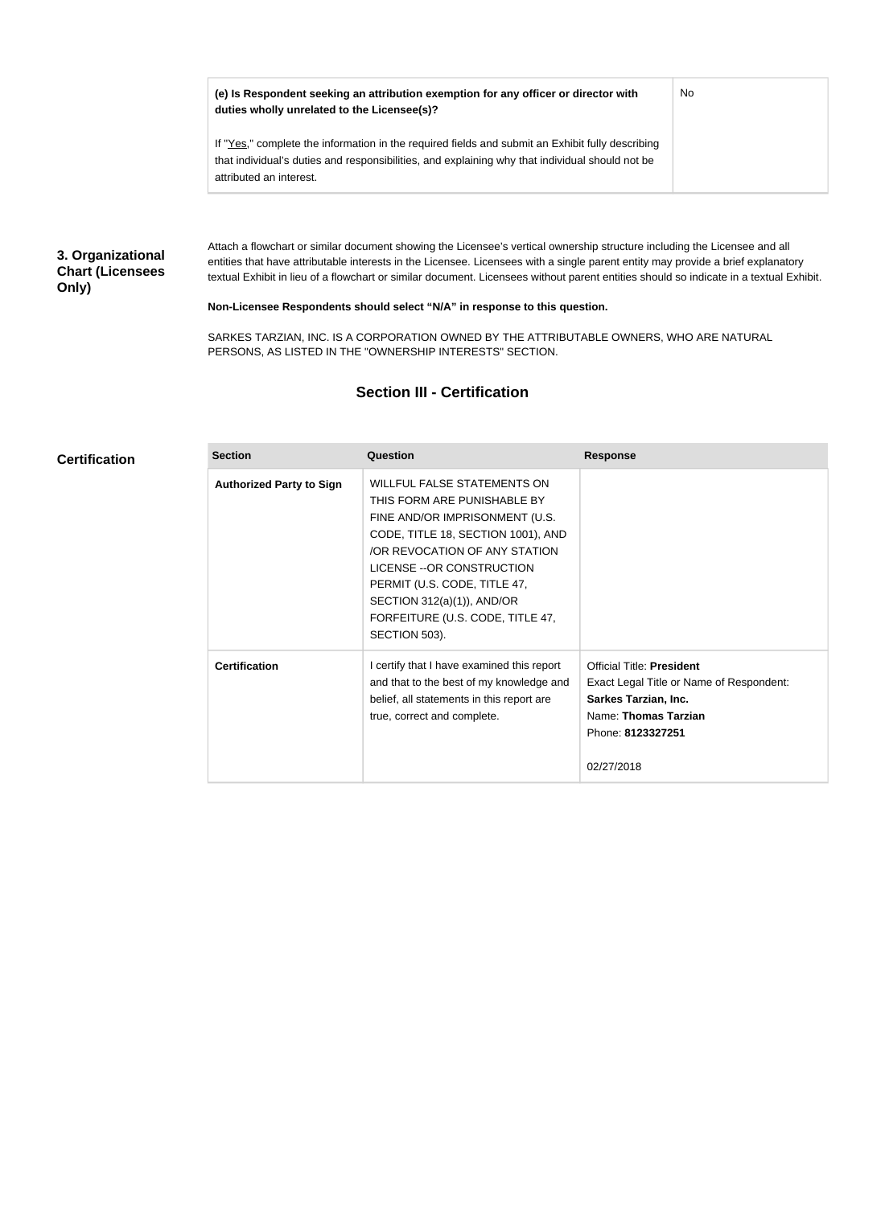| | |
|---|---|
| **(e) Is Respondent seeking an attribution exemption for any officer or director with duties wholly unrelated to the Licensee(s)?**<br><br>If "Yes," complete the information in the required fields and submit an Exhibit fully describing that individual's duties and responsibilities, and explaining why that individual should not be attributed an interest. | No |

### 3. Organizational Chart (Licensees Only)

Attach a flowchart or similar document showing the Licensee's vertical ownership structure including the Licensee and all entities that have attributable interests in the Licensee. Licensees with a single parent entity may provide a brief explanatory textual Exhibit in lieu of a flowchart or similar document. Licensees without parent entities should so indicate in a textual Exhibit.

**Non-Licensee Respondents should select "N/A" in response to this question.**

SARKES TARZIAN, INC. IS A CORPORATION OWNED BY THE ATTRIBUTABLE OWNERS, WHO ARE NATURAL PERSONS, AS LISTED IN THE "OWNERSHIP INTERESTS" SECTION.

## Section III - Certification

### Certification

| Section | Question | Response |
|---|---|---|
| **Authorized Party to Sign** | WILLFUL FALSE STATEMENTS ON THIS FORM ARE PUNISHABLE BY FINE AND/OR IMPRISONMENT (U.S. CODE, TITLE 18, SECTION 1001), AND /OR REVOCATION OF ANY STATION LICENSE --OR CONSTRUCTION PERMIT (U.S. CODE, TITLE 47, SECTION 312(a)(1)), AND/OR FORFEITURE (U.S. CODE, TITLE 47, SECTION 503). | |
| **Certification** | I certify that I have examined this report and that to the best of my knowledge and belief, all statements in this report are true, correct and complete. | Official Title: **President**<br>Exact Legal Title or Name of Respondent: **Sarkes Tarzian, Inc.**<br>Name: **Thomas Tarzian**<br>Phone: **8123327251**<br><br>02/27/2018 |